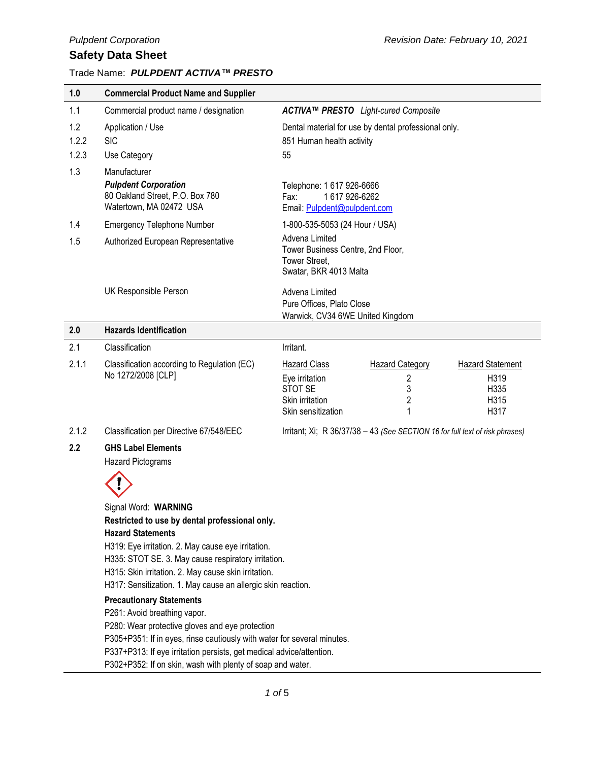Pulpdent Corporation

Revision Date: February 10, 2021

# Safety Data Sheet

Trade Name: ***PULPDENT ACTIVA™ PRESTO***

| | | |
|---|---|---|
| **1.0** | **Commercial Product Name and Supplier** | |
| 1.1 | Commercial product name / designation | ***ACTIVA™ PRESTO*** *Light-cured Composite* |
| 1.2 | Application / Use | Dental material for use by dental professional only. |
| 1.2.2 | SIC | 851 Human health activity |
| 1.2.3 | Use Category | 55 |
| 1.3 | Manufacturer<br>***Pulpdent Corporation***<br>80 Oakland Street, P.O. Box 780<br>Watertown, MA 02472 USA | Telephone: 1 617 926-6666<br>Fax: 1 617 926-6262<br>Email: Pulpdent@pulpdent.com |
| 1.4 | Emergency Telephone Number | 1-800-535-5053 (24 Hour / USA) |
| 1.5 | Authorized European Representative | Advena Limited<br>Tower Business Centre, 2nd Floor,<br>Tower Street,<br>Swatar, BKR 4013 Malta |
| | UK Responsible Person | Advena Limited<br>Pure Offices, Plato Close<br>Warwick, CV34 6WE United Kingdom |

## 2.0 Hazards Identification

2.1 Classification: Irritant.

2.1.1 Classification according to Regulation (EC) No 1272/2008 [CLP]

| Hazard Class | Hazard Category | Hazard Statement |
|---|---|---|
| Eye irritation | 2 | H319 |
| STOT SE | 3 | H335 |
| Skin irritation | 2 | H315 |
| Skin sensitization | 1 | H317 |

2.1.2 Classification per Directive 67/548/EEC: Irritant; Xi; R 36/37/38 – 43 *(See SECTION 16 for full text of risk phrases)*

**2.2 GHS Label Elements**

Hazard Pictograms

Signal Word: **WARNING**

**Restricted to use by dental professional only.**

**Hazard Statements**

H319: Eye irritation. 2. May cause eye irritation.
H335: STOT SE. 3. May cause respiratory irritation.
H315: Skin irritation. 2. May cause skin irritation.
H317: Sensitization. 1. May cause an allergic skin reaction.

**Precautionary Statements**

P261: Avoid breathing vapor.
P280: Wear protective gloves and eye protection
P305+P351: If in eyes, rinse cautiously with water for several minutes.
P337+P313: If eye irritation persists, get medical advice/attention.
P302+P352: If on skin, wash with plenty of soap and water.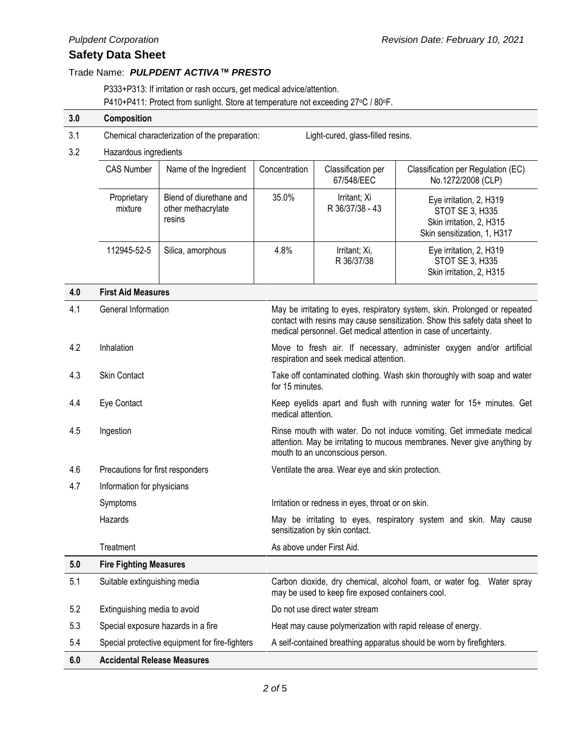P333+P313: If irritation or rash occurs, get medical advice/attention.

P410+P411: Protect from sunlight. Store at temperature not exceeding 27°C / 80°F.

## 3.0 Composition

3.1 Chemical characterization of the preparation: Light-cured, glass-filled resins.

3.2 Hazardous ingredients

| CAS Number | Name of the Ingredient | Concentration | Classification per 67/548/EEC | Classification per Regulation (EC) No.1272/2008 (CLP) |
|---|---|---|---|---|
| Proprietary mixture | Blend of diurethane and other methacrylate resins | 35.0% | Irritant; Xi R 36/37/38 - 43 | Eye irritation, 2, H319 STOT SE 3, H335 Skin irritation, 2, H315 Skin sensitization, 1, H317 |
| 112945-52-5 | Silica, amorphous | 4.8% | Irritant; Xi, R 36/37/38 | Eye irritation, 2, H319 STOT SE 3, H335 Skin irritation, 2, H315 |

## 4.0 First Aid Measures

| | | |
|---|---|---|
| 4.1 | General Information | May be irritating to eyes, respiratory system, skin. Prolonged or repeated contact with resins may cause sensitization. Show this safety data sheet to medical personnel. Get medical attention in case of uncertainty. |
| 4.2 | Inhalation | Move to fresh air. If necessary, administer oxygen and/or artificial respiration and seek medical attention. |
| 4.3 | Skin Contact | Take off contaminated clothing. Wash skin thoroughly with soap and water for 15 minutes. |
| 4.4 | Eye Contact | Keep eyelids apart and flush with running water for 15+ minutes. Get medical attention. |
| 4.5 | Ingestion | Rinse mouth with water. Do not induce vomiting. Get immediate medical attention. May be irritating to mucous membranes. Never give anything by mouth to an unconscious person. |
| 4.6 | Precautions for first responders | Ventilate the area. Wear eye and skin protection. |
| 4.7 | Information for physicians | |
| | Symptoms | Irritation or redness in eyes, throat or on skin. |
| | Hazards | May be irritating to eyes, respiratory system and skin. May cause sensitization by skin contact. |
| | Treatment | As above under First Aid. |

## 5.0 Fire Fighting Measures

| | | |
|---|---|---|
| 5.1 | Suitable extinguishing media | Carbon dioxide, dry chemical, alcohol foam, or water fog. Water spray may be used to keep fire exposed containers cool. |
| 5.2 | Extinguishing media to avoid | Do not use direct water stream |
| 5.3 | Special exposure hazards in a fire | Heat may cause polymerization with rapid release of energy. |
| 5.4 | Special protective equipment for fire-fighters | A self-contained breathing apparatus should be worn by firefighters. |

## 6.0 Accidental Release Measures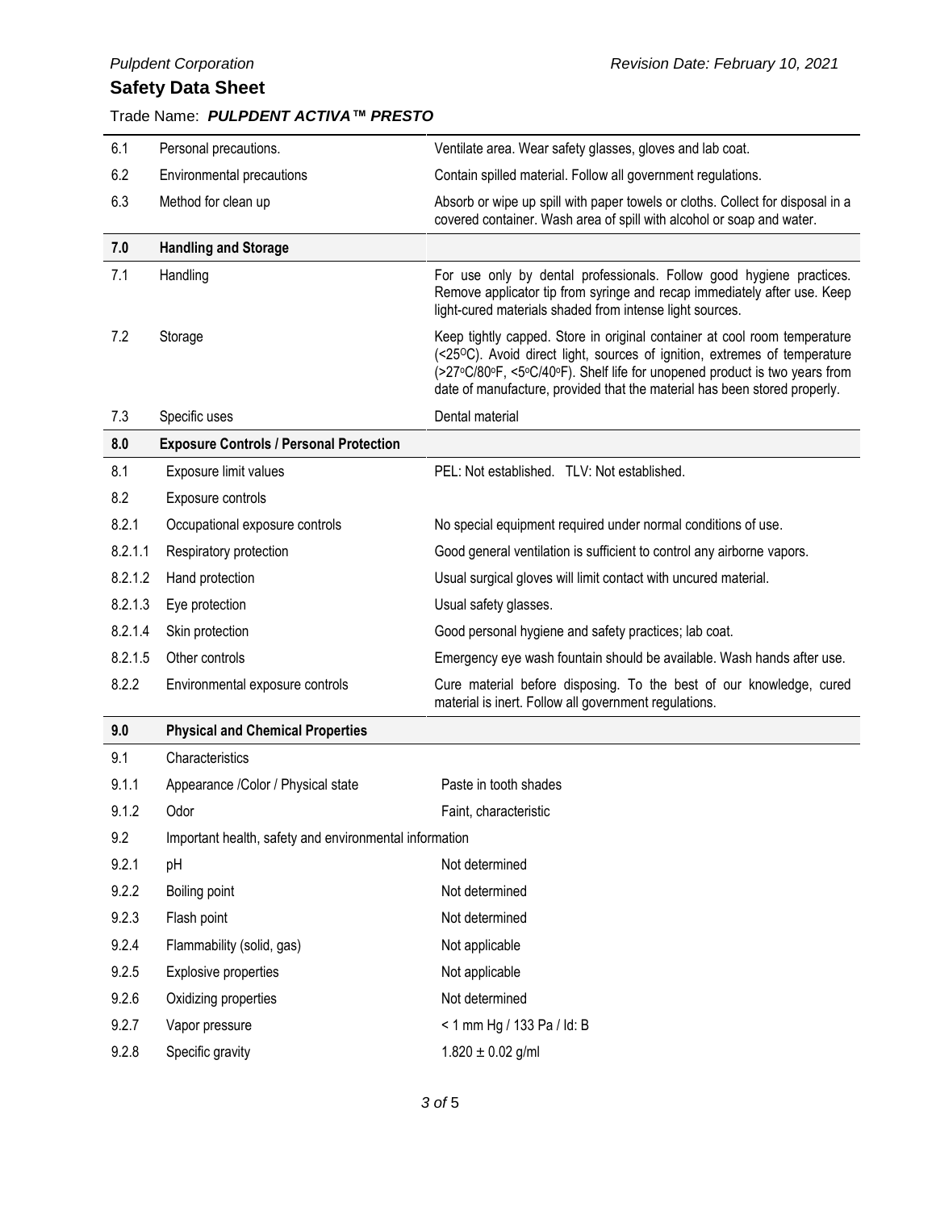| | | |
|---|---|---|
| 6.1 | Personal precautions. | Ventilate area. Wear safety glasses, gloves and lab coat. |
| 6.2 | Environmental precautions | Contain spilled material. Follow all government regulations. |
| 6.3 | Method for clean up | Absorb or wipe up spill with paper towels or cloths. Collect for disposal in a covered container. Wash area of spill with alcohol or soap and water. |
| **7.0** | **Handling and Storage** | |
| 7.1 | Handling | For use only by dental professionals. Follow good hygiene practices. Remove applicator tip from syringe and recap immediately after use. Keep light-cured materials shaded from intense light sources. |
| 7.2 | Storage | Keep tightly capped. Store in original container at cool room temperature (<25ºC). Avoid direct light, sources of ignition, extremes of temperature (>27ºC/80ºF, <5ºC/40ºF). Shelf life for unopened product is two years from date of manufacture, provided that the material has been stored properly. |
| 7.3 | Specific uses | Dental material |
| **8.0** | **Exposure Controls / Personal Protection** | |
| 8.1 | Exposure limit values | PEL: Not established. TLV: Not established. |
| 8.2 | Exposure controls | |
| 8.2.1 | Occupational exposure controls | No special equipment required under normal conditions of use. |
| 8.2.1.1 | Respiratory protection | Good general ventilation is sufficient to control any airborne vapors. |
| 8.2.1.2 | Hand protection | Usual surgical gloves will limit contact with uncured material. |
| 8.2.1.3 | Eye protection | Usual safety glasses. |
| 8.2.1.4 | Skin protection | Good personal hygiene and safety practices; lab coat. |
| 8.2.1.5 | Other controls | Emergency eye wash fountain should be available. Wash hands after use. |
| 8.2.2 | Environmental exposure controls | Cure material before disposing. To the best of our knowledge, cured material is inert. Follow all government regulations. |
| **9.0** | **Physical and Chemical Properties** | |
| 9.1 | Characteristics | |
| 9.1.1 | Appearance /Color / Physical state | Paste in tooth shades |
| 9.1.2 | Odor | Faint, characteristic |
| 9.2 | Important health, safety and environmental information | |
| 9.2.1 | pH | Not determined |
| 9.2.2 | Boiling point | Not determined |
| 9.2.3 | Flash point | Not determined |
| 9.2.4 | Flammability (solid, gas) | Not applicable |
| 9.2.5 | Explosive properties | Not applicable |
| 9.2.6 | Oxidizing properties | Not determined |
| 9.2.7 | Vapor pressure | < 1 mm Hg / 133 Pa / ld: B |
| 9.2.8 | Specific gravity | 1.820 ± 0.02 g/ml |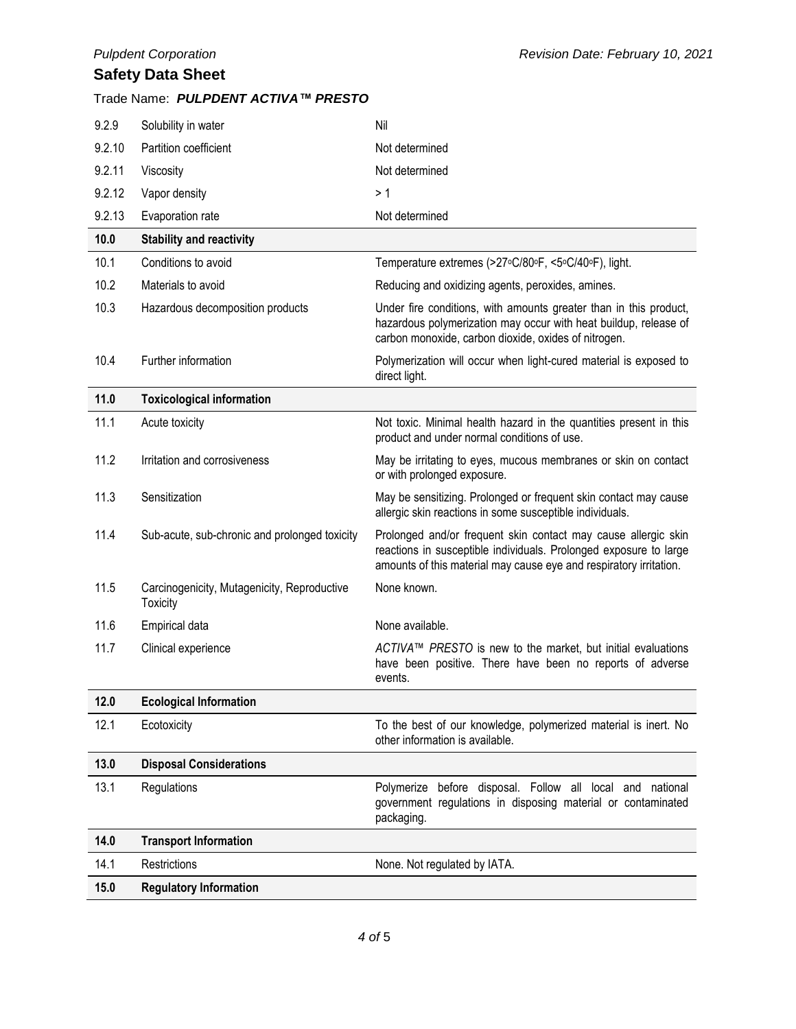| | | |
|---|---|---|
| 9.2.9 | Solubility in water | Nil |
| 9.2.10 | Partition coefficient | Not determined |
| 9.2.11 | Viscosity | Not determined |
| 9.2.12 | Vapor density | > 1 |
| 9.2.13 | Evaporation rate | Not determined |
| **10.0** | **Stability and reactivity** | |
| 10.1 | Conditions to avoid | Temperature extremes (>27°C/80°F, <5°C/40°F), light. |
| 10.2 | Materials to avoid | Reducing and oxidizing agents, peroxides, amines. |
| 10.3 | Hazardous decomposition products | Under fire conditions, with amounts greater than in this product, hazardous polymerization may occur with heat buildup, release of carbon monoxide, carbon dioxide, oxides of nitrogen. |
| 10.4 | Further information | Polymerization will occur when light-cured material is exposed to direct light. |
| **11.0** | **Toxicological information** | |
| 11.1 | Acute toxicity | Not toxic. Minimal health hazard in the quantities present in this product and under normal conditions of use. |
| 11.2 | Irritation and corrosiveness | May be irritating to eyes, mucous membranes or skin on contact or with prolonged exposure. |
| 11.3 | Sensitization | May be sensitizing. Prolonged or frequent skin contact may cause allergic skin reactions in some susceptible individuals. |
| 11.4 | Sub-acute, sub-chronic and prolonged toxicity | Prolonged and/or frequent skin contact may cause allergic skin reactions in susceptible individuals. Prolonged exposure to large amounts of this material may cause eye and respiratory irritation. |
| 11.5 | Carcinogenicity, Mutagenicity, Reproductive Toxicity | None known. |
| 11.6 | Empirical data | None available. |
| 11.7 | Clinical experience | *ACTIVA™ PRESTO* is new to the market, but initial evaluations have been positive. There have been no reports of adverse events. |
| **12.0** | **Ecological Information** | |
| 12.1 | Ecotoxicity | To the best of our knowledge, polymerized material is inert. No other information is available. |
| **13.0** | **Disposal Considerations** | |
| 13.1 | Regulations | Polymerize before disposal. Follow all local and national government regulations in disposing material or contaminated packaging. |
| **14.0** | **Transport Information** | |
| 14.1 | Restrictions | None. Not regulated by IATA. |
| **15.0** | **Regulatory Information** | |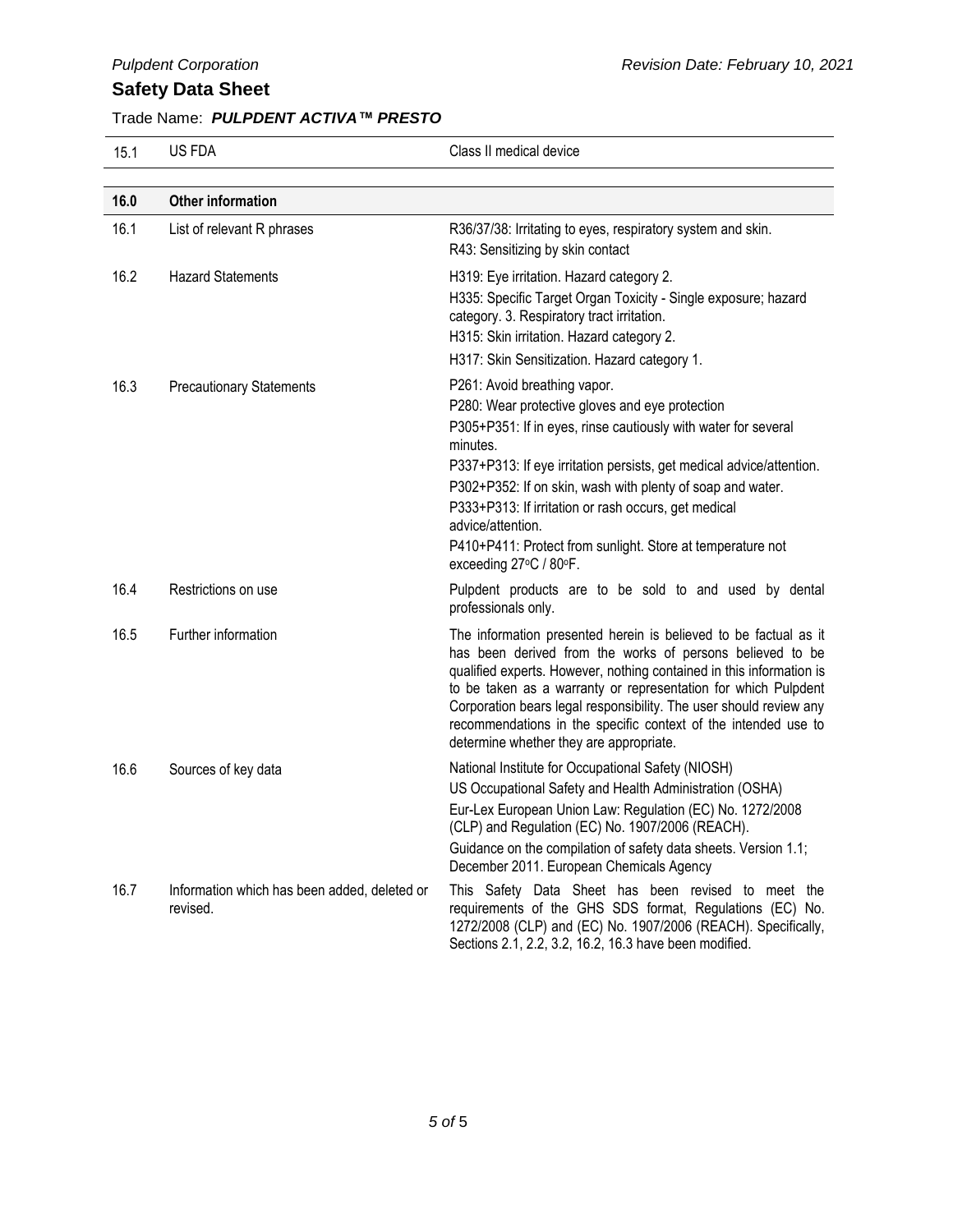| | | |
|---|---|---|
| 15.1 | US FDA | Class II medical device |

| | | |
|---|---|---|
| **16.0** | **Other information** | |
| 16.1 | List of relevant R phrases | R36/37/38: Irritating to eyes, respiratory system and skin.<br>R43: Sensitizing by skin contact |
| 16.2 | Hazard Statements | H319: Eye irritation. Hazard category 2.<br>H335: Specific Target Organ Toxicity - Single exposure; hazard category. 3. Respiratory tract irritation.<br>H315: Skin irritation. Hazard category 2.<br>H317: Skin Sensitization. Hazard category 1. |
| 16.3 | Precautionary Statements | P261: Avoid breathing vapor.<br>P280: Wear protective gloves and eye protection<br>P305+P351: If in eyes, rinse cautiously with water for several minutes.<br>P337+P313: If eye irritation persists, get medical advice/attention.<br>P302+P352: If on skin, wash with plenty of soap and water.<br>P333+P313: If irritation or rash occurs, get medical advice/attention.<br>P410+P411: Protect from sunlight. Store at temperature not exceeding 27°C / 80°F. |
| 16.4 | Restrictions on use | Pulpdent products are to be sold to and used by dental professionals only. |
| 16.5 | Further information | The information presented herein is believed to be factual as it has been derived from the works of persons believed to be qualified experts. However, nothing contained in this information is to be taken as a warranty or representation for which Pulpdent Corporation bears legal responsibility. The user should review any recommendations in the specific context of the intended use to determine whether they are appropriate. |
| 16.6 | Sources of key data | National Institute for Occupational Safety (NIOSH)<br>US Occupational Safety and Health Administration (OSHA)<br>Eur-Lex European Union Law: Regulation (EC) No. 1272/2008 (CLP) and Regulation (EC) No. 1907/2006 (REACH).<br>Guidance on the compilation of safety data sheets. Version 1.1; December 2011. European Chemicals Agency |
| 16.7 | Information which has been added, deleted or revised. | This Safety Data Sheet has been revised to meet the requirements of the GHS SDS format, Regulations (EC) No. 1272/2008 (CLP) and (EC) No. 1907/2006 (REACH). Specifically, Sections 2.1, 2.2, 3.2, 16.2, 16.3 have been modified. |